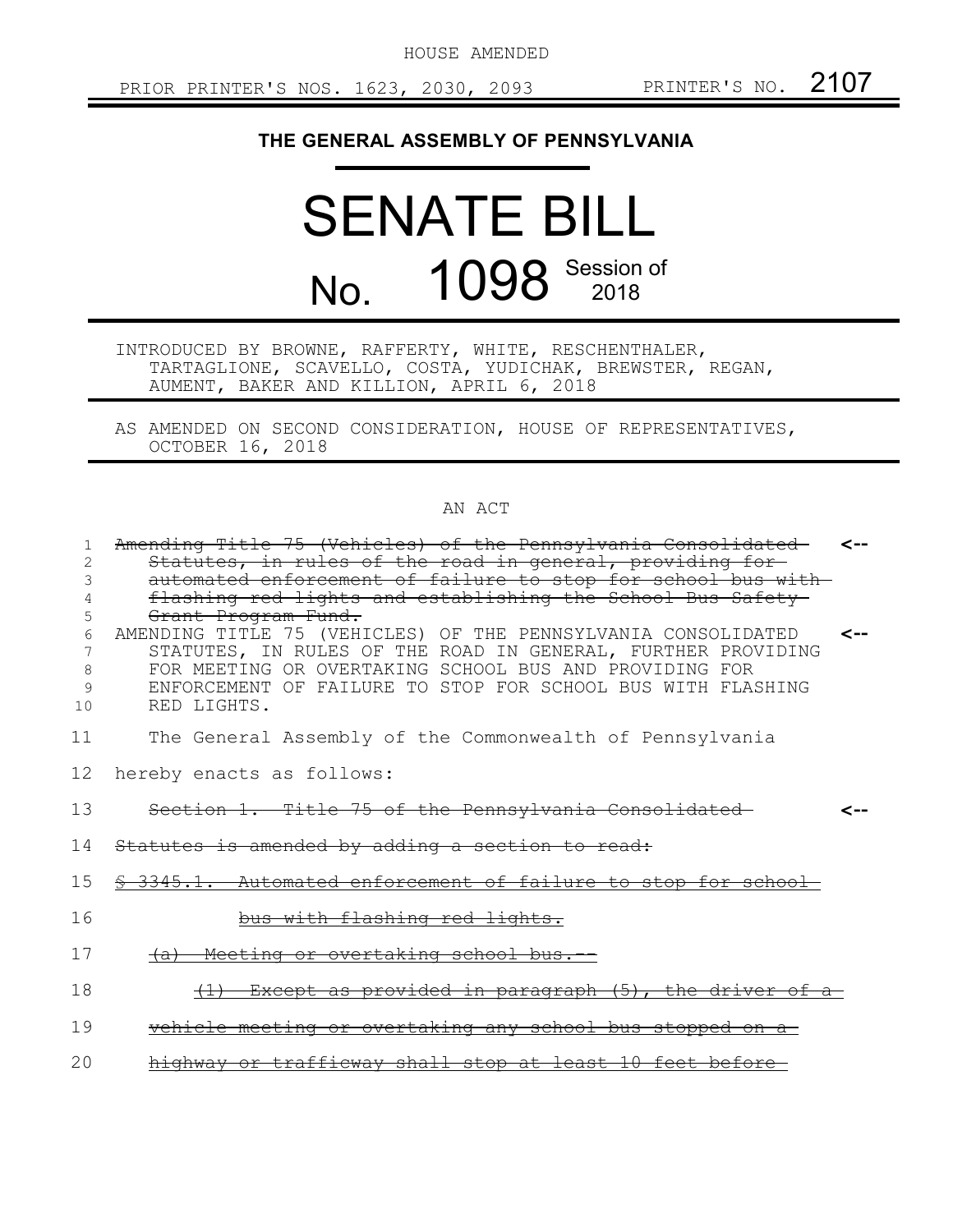HOUSE AMENDED

PRIOR PRINTER'S NOS. 1623, 2030, 2093 PRINTER'S NO. 2107

**THE GENERAL ASSEMBLY OF PENNSYLVANIA**

# SENATE BILL

# No. 1098 Session of 2018

INTRODUCED BY BROWNE, RAFFERTY, WHITE, RESCHENTHALER, TARTAGLIONE, SCAVELLO, COSTA, YUDICHAK, BREWSTER, REGAN, AUMENT, BAKER AND KILLION, APRIL 6, 2018

AS AMENDED ON SECOND CONSIDERATION, HOUSE OF REPRESENTATIVES, OCTOBER 16, 2018

AN ACT

1 ~~Amending Title 75 (Vehicles) of the Pennsylvania Consolidated~~ <--
2 ~~Statutes, in rules of the road in general, providing for~~
3 ~~automated enforcement of failure to stop for school bus with~~
4 ~~flashing red lights and establishing the School Bus Safety~~
5 ~~Grant Program Fund.~~
6 AMENDING TITLE 75 (VEHICLES) OF THE PENNSYLVANIA CONSOLIDATED <--
7 STATUTES, IN RULES OF THE ROAD IN GENERAL, FURTHER PROVIDING
8 FOR MEETING OR OVERTAKING SCHOOL BUS AND PROVIDING FOR
9 ENFORCEMENT OF FAILURE TO STOP FOR SCHOOL BUS WITH FLASHING
10 RED LIGHTS.

11 The General Assembly of the Commonwealth of Pennsylvania
12 hereby enacts as follows:

13 ~~Section 1. Title 75 of the Pennsylvania Consolidated~~ <--
14 ~~Statutes is amended by adding a section to read:~~
15 ~~§ 3345.1. Automated enforcement of failure to stop for school~~
16 ~~bus with flashing red lights.~~
17 ~~(a) Meeting or overtaking school bus.--~~
18 ~~(1) Except as provided in paragraph (5), the driver of a~~
19 ~~vehicle meeting or overtaking any school bus stopped on a~~
20 ~~highway or trafficway shall stop at least 10 feet before~~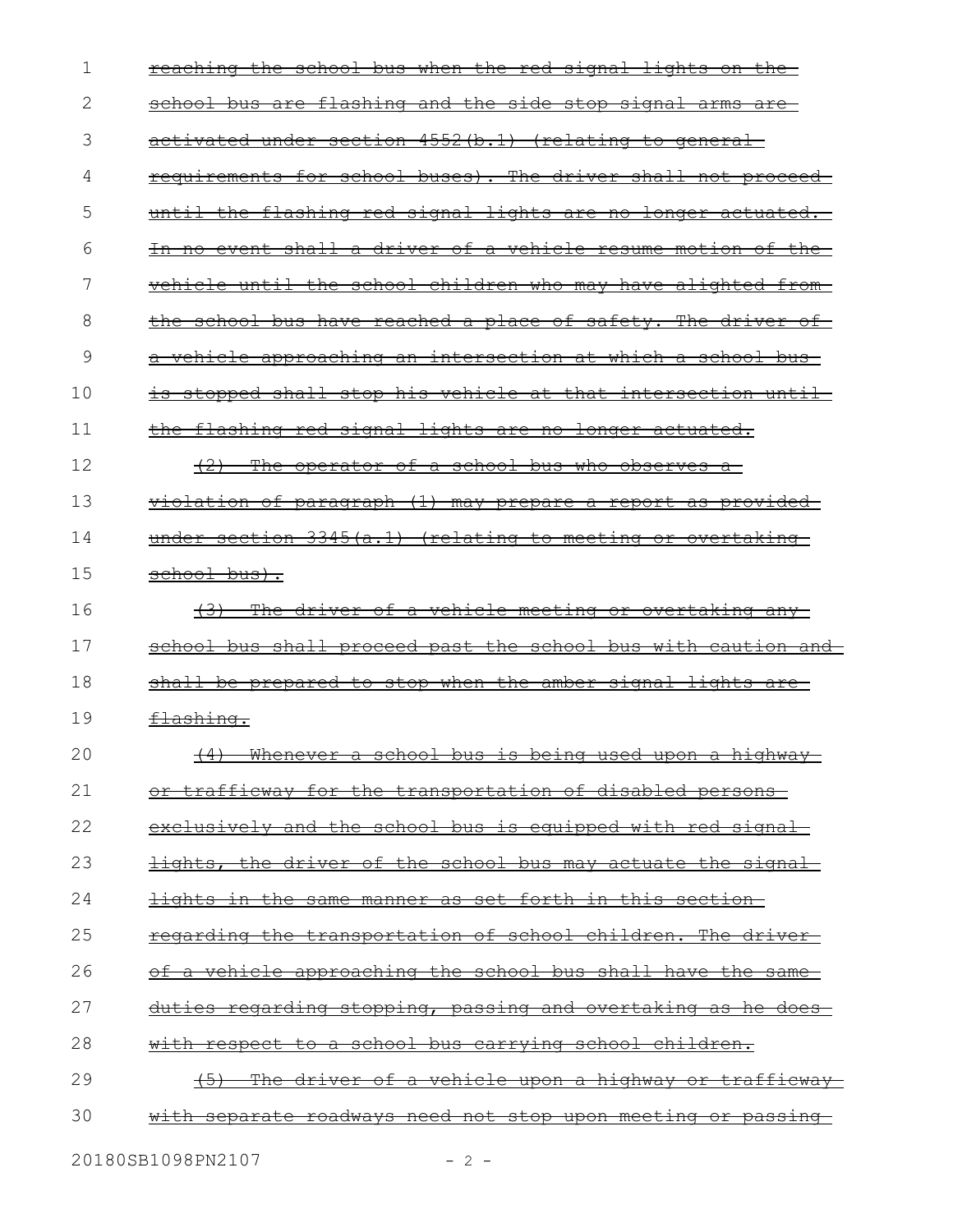~~reaching the school bus when the red signal lights on the school bus are flashing and the side stop signal arms are activated under section 4552(b.1) (relating to general requirements for school buses). The driver shall not proceed until the flashing red signal lights are no longer actuated. In no event shall a driver of a vehicle resume motion of the vehicle until the school children who may have alighted from the school bus have reached a place of safety. The driver of a vehicle approaching an intersection at which a school bus is stopped shall stop his vehicle at that intersection until the flashing red signal lights are no longer actuated.~~

~~(2) The operator of a school bus who observes a violation of paragraph (1) may prepare a report as provided under section 3345(a.1) (relating to meeting or overtaking school bus).~~

~~(3) The driver of a vehicle meeting or overtaking any school bus shall proceed past the school bus with caution and shall be prepared to stop when the amber signal lights are flashing.~~

~~(4) Whenever a school bus is being used upon a highway or trafficway for the transportation of disabled persons exclusively and the school bus is equipped with red signal lights, the driver of the school bus may actuate the signal lights in the same manner as set forth in this section regarding the transportation of school children. The driver of a vehicle approaching the school bus shall have the same duties regarding stopping, passing and overtaking as he does with respect to a school bus carrying school children.~~

~~(5) The driver of a vehicle upon a highway or trafficway with separate roadways need not stop upon meeting or passing~~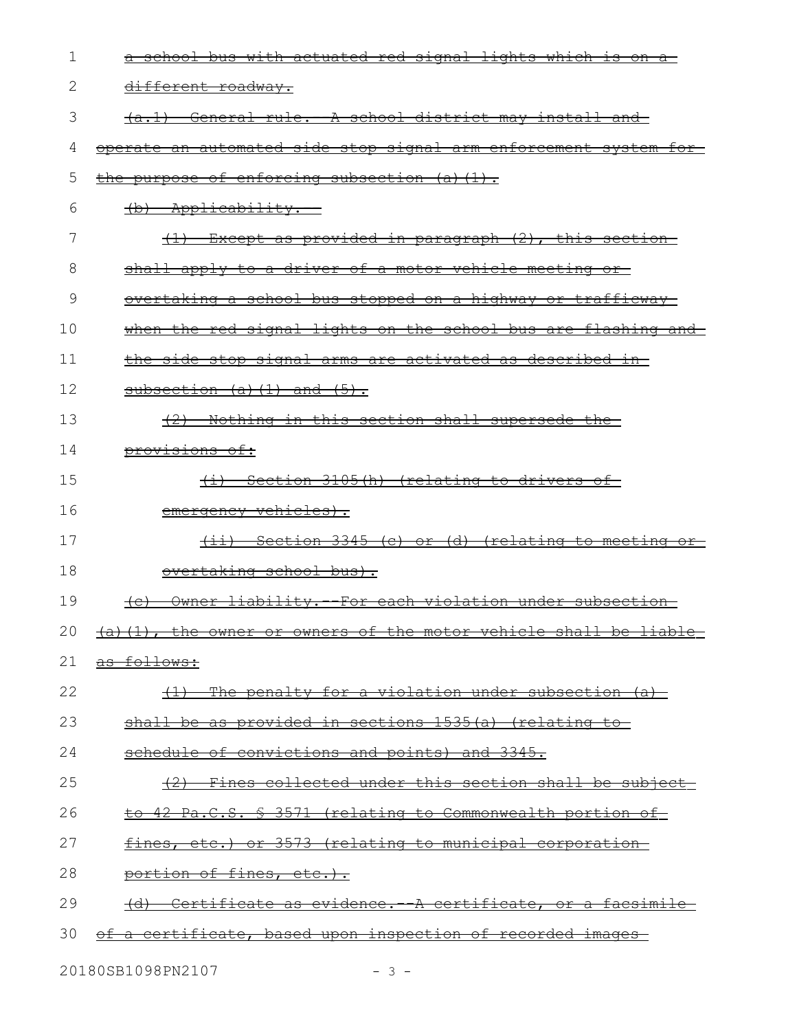~~a school bus with actuated red signal lights which is on a different roadway.~~

~~(a.1) General rule.--A school district may install and operate an automated side stop signal arm enforcement system for the purpose of enforcing subsection (a)(1).~~

~~(b) Applicability.--~~

~~(1) Except as provided in paragraph (2), this section shall apply to a driver of a motor vehicle meeting or overtaking a school bus stopped on a highway or trafficway when the red signal lights on the school bus are flashing and the side stop signal arms are activated as described in subsection (a)(1) and (5).~~

~~(2) Nothing in this section shall supersede the provisions of:~~

~~(i) Section 3105(h) (relating to drivers of emergency vehicles).~~

~~(ii) Section 3345 (c) or (d) (relating to meeting or overtaking school bus).~~

~~(c) Owner liability.--For each violation under subsection (a)(1), the owner or owners of the motor vehicle shall be liable as follows:~~

~~(1) The penalty for a violation under subsection (a) shall be as provided in sections 1535(a) (relating to schedule of convictions and points) and 3345.~~

~~(2) Fines collected under this section shall be subject to 42 Pa.C.S. § 3571 (relating to Commonwealth portion of fines, etc.) or 3573 (relating to municipal corporation portion of fines, etc.).~~

~~(d) Certificate as evidence.--A certificate, or a facsimile of a certificate, based upon inspection of recorded images~~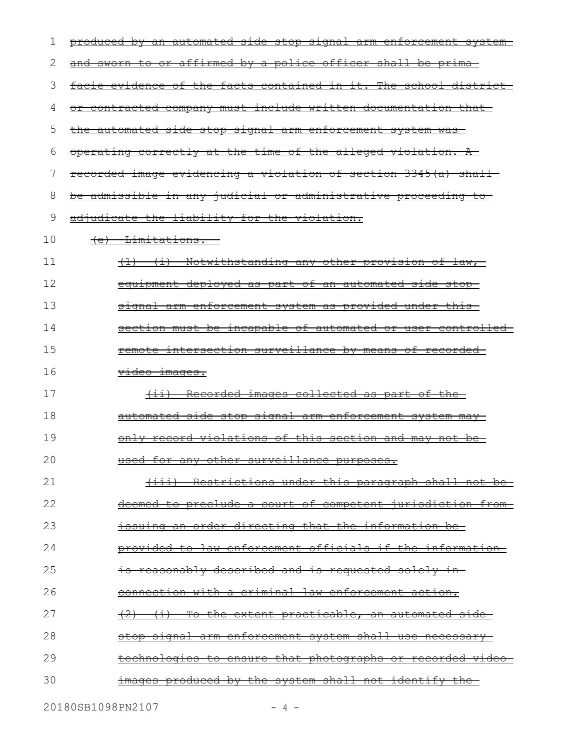~~produced by an automated side stop signal arm enforcement system and sworn to or affirmed by a police officer shall be prima facie evidence of the facts contained in it. The school district or contracted company must include written documentation that the automated side stop signal arm enforcement system was operating correctly at the time of the alleged violation. A recorded image evidencing a violation of section 3345(a) shall be admissible in any judicial or administrative proceeding to adjudicate the liability for the violation.~~

~~(e) Limitations.~~

~~(1) (i) Notwithstanding any other provision of law, equipment deployed as part of an automated side stop signal arm enforcement system as provided under this section must be incapable of automated or user-controlled remote intersection surveillance by means of recorded video images.~~

~~(ii) Recorded images collected as part of the automated side stop signal arm enforcement system may only record violations of this section and may not be used for any other surveillance purposes.~~

~~(iii) Restrictions under this paragraph shall not be deemed to preclude a court of competent jurisdiction from issuing an order directing that the information be provided to law enforcement officials if the information is reasonably described and is requested solely in connection with a criminal law enforcement action.~~

~~(2) (i) To the extent practicable, an automated side stop signal arm enforcement system shall use necessary technologies to ensure that photographs or recorded video images produced by the system shall not identify the~~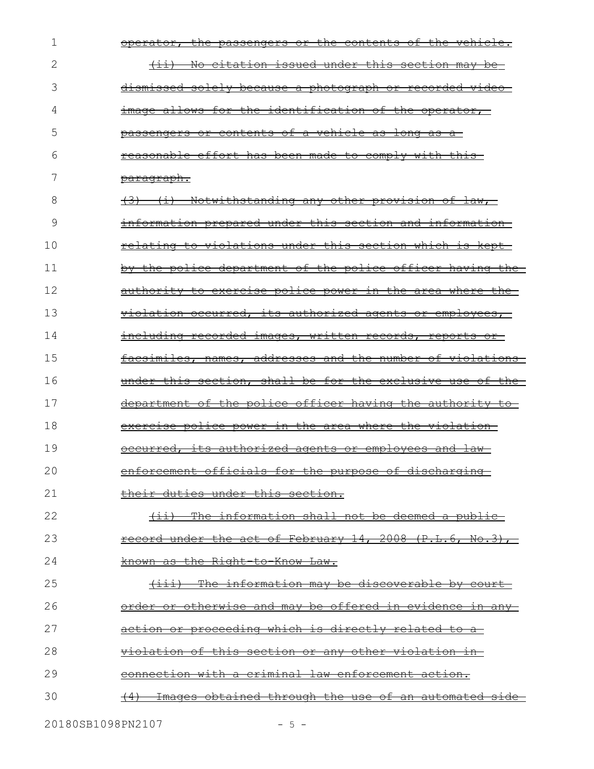~~operator, the passengers or the contents of the vehicle.~~

~~(ii) No citation issued under this section may be dismissed solely because a photograph or recorded video image allows for the identification of the operator, passengers or contents of a vehicle as long as a reasonable effort has been made to comply with this paragraph.~~

~~(3) (i) Notwithstanding any other provision of law, information prepared under this section and information relating to violations under this section which is kept by the police department of the police officer having the authority to exercise police power in the area where the violation occurred, its authorized agents or employees, including recorded images, written records, reports or facsimiles, names, addresses and the number of violations under this section, shall be for the exclusive use of the department of the police officer having the authority to exercise police power in the area where the violation occurred, its authorized agents or employees and law enforcement officials for the purpose of discharging their duties under this section.~~

~~(ii) The information shall not be deemed a public record under the act of February 14, 2008 (P.L.6, No.3), known as the Right-to-Know Law.~~

~~(iii) The information may be discoverable by court order or otherwise and may be offered in evidence in any action or proceeding which is directly related to a violation of this section or any other violation in connection with a criminal law enforcement action.~~

~~(4) Images obtained through the use of an automated side~~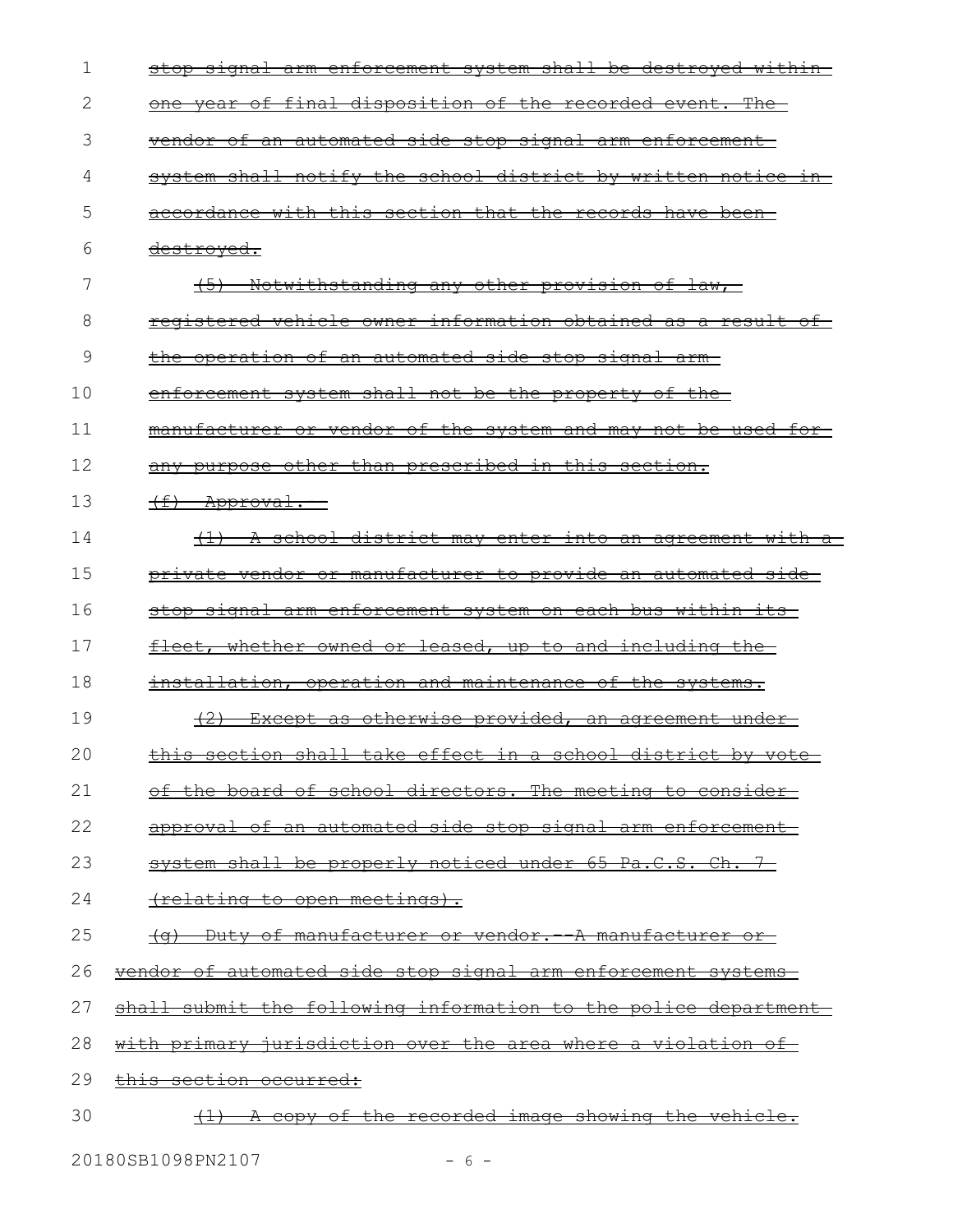~~stop signal arm enforcement system shall be destroyed within one year of final disposition of the recorded event. The vendor of an automated side stop signal arm enforcement system shall notify the school district by written notice in accordance with this section that the records have been destroyed.~~

~~(5) Notwithstanding any other provision of law, registered vehicle owner information obtained as a result of the operation of an automated side stop signal arm enforcement system shall not be the property of the manufacturer or vendor of the system and may not be used for any purpose other than prescribed in this section.~~

~~(f) Approval.--~~

~~(1) A school district may enter into an agreement with a private vendor or manufacturer to provide an automated side stop signal arm enforcement system on each bus within its fleet, whether owned or leased, up to and including the installation, operation and maintenance of the systems.~~

~~(2) Except as otherwise provided, an agreement under this section shall take effect in a school district by vote of the board of school directors. The meeting to consider approval of an automated side stop signal arm enforcement system shall be properly noticed under 65 Pa.C.S. Ch. 7 (relating to open meetings).~~

~~(g) Duty of manufacturer or vendor.--A manufacturer or vendor of automated side stop signal arm enforcement systems shall submit the following information to the police department with primary jurisdiction over the area where a violation of this section occurred:~~

~~(1) A copy of the recorded image showing the vehicle.~~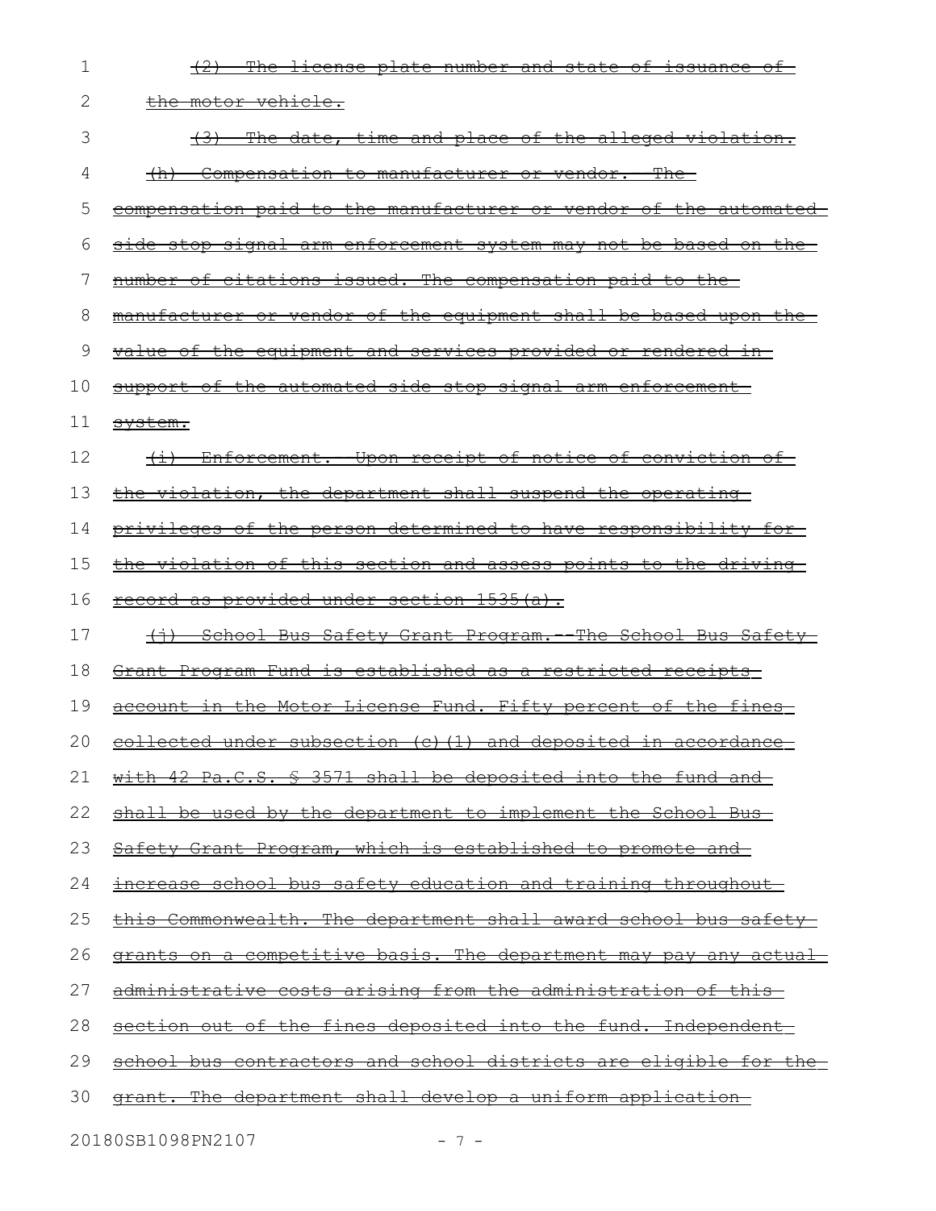~~(2) The license plate number and state of issuance of the motor vehicle.~~

~~(3) The date, time and place of the alleged violation.~~

~~(h) Compensation to manufacturer or vendor.--The compensation paid to the manufacturer or vendor of the automated side stop signal arm enforcement system may not be based on the number of citations issued. The compensation paid to the manufacturer or vendor of the equipment shall be based upon the value of the equipment and services provided or rendered in support of the automated side stop signal arm enforcement system.~~

~~(i) Enforcement.--Upon receipt of notice of conviction of the violation, the department shall suspend the operating privileges of the person determined to have responsibility for the violation of this section and assess points to the driving record as provided under section 1535(a).~~

~~(j) School Bus Safety Grant Program.--The School Bus Safety Grant Program Fund is established as a restricted receipts account in the Motor License Fund. Fifty percent of the fines collected under subsection (c)(1) and deposited in accordance with 42 Pa.C.S. § 3571 shall be deposited into the fund and shall be used by the department to implement the School Bus Safety Grant Program, which is established to promote and increase school bus safety education and training throughout this Commonwealth. The department shall award school bus safety grants on a competitive basis. The department may pay any actual administrative costs arising from the administration of this section out of the fines deposited into the fund. Independent school bus contractors and school districts are eligible for the grant. The department shall develop a uniform application~~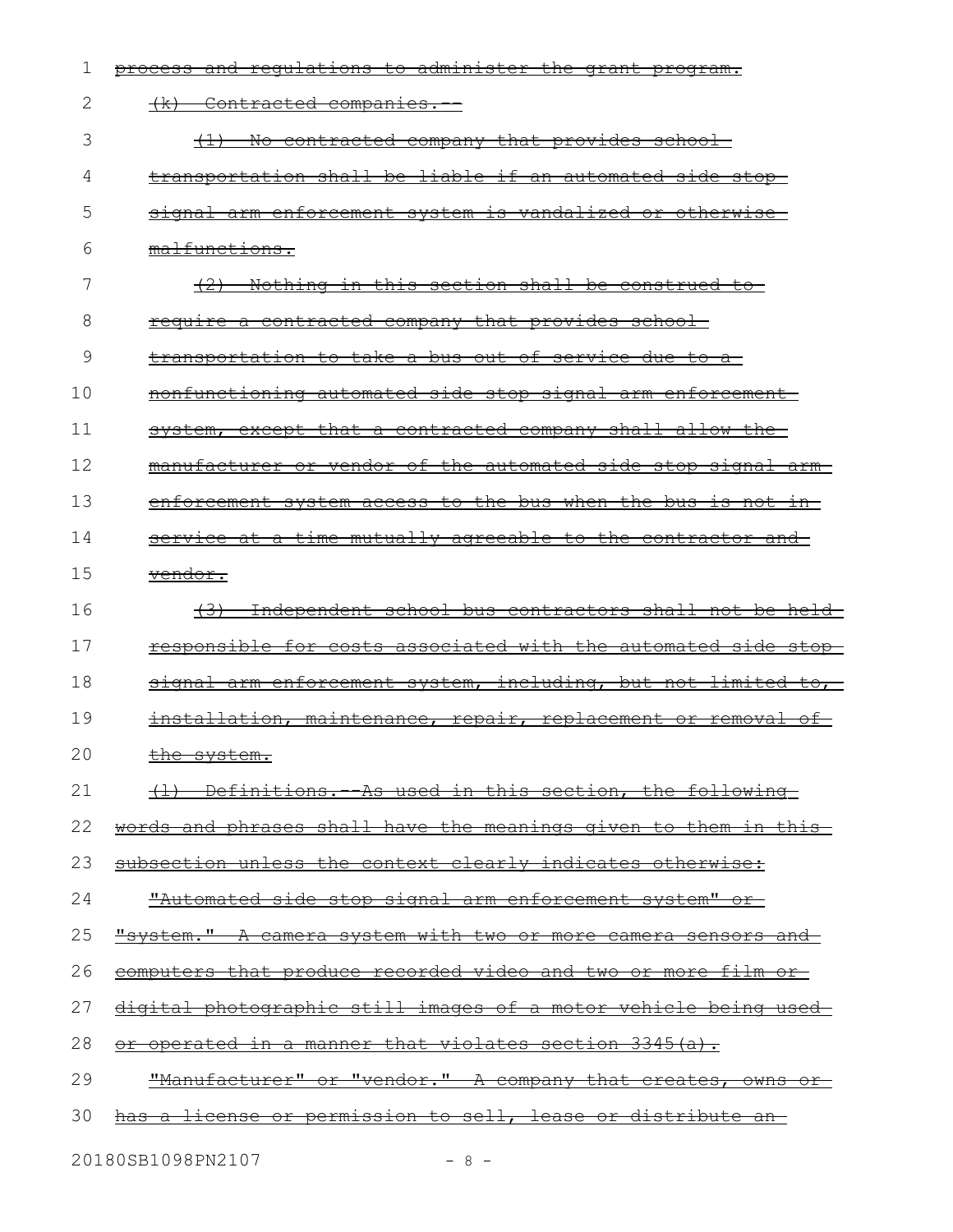~~process and regulations to administer the grant program.~~

~~(k) Contracted companies.--~~

~~(1) No contracted company that provides school transportation shall be liable if an automated side stop signal arm enforcement system is vandalized or otherwise malfunctions.~~

~~(2) Nothing in this section shall be construed to require a contracted company that provides school transportation to take a bus out of service due to a nonfunctioning automated side stop signal arm enforcement system, except that a contracted company shall allow the manufacturer or vendor of the automated side stop signal arm enforcement system access to the bus when the bus is not in service at a time mutually agreeable to the contractor and vendor.~~

~~(3) Independent school bus contractors shall not be held responsible for costs associated with the automated side stop signal arm enforcement system, including, but not limited to, installation, maintenance, repair, replacement or removal of the system.~~

~~(l) Definitions.--As used in this section, the following words and phrases shall have the meanings given to them in this subsection unless the context clearly indicates otherwise:~~

~~"Automated side stop signal arm enforcement system" or "system." A camera system with two or more camera sensors and computers that produce recorded video and two or more film or digital photographic still images of a motor vehicle being used or operated in a manner that violates section 3345(a).~~

~~"Manufacturer" or "vendor." A company that creates, owns or has a license or permission to sell, lease or distribute an~~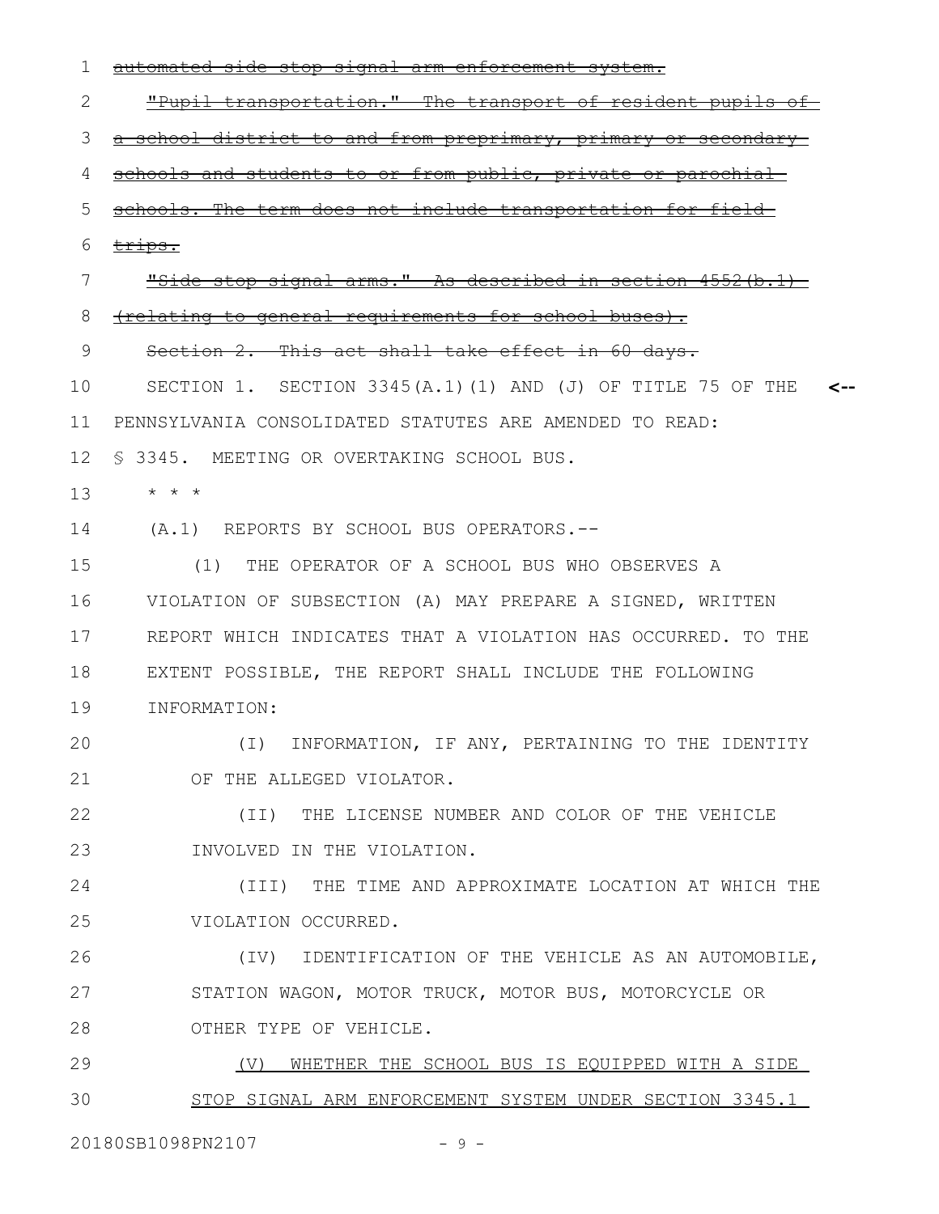~~automated side stop signal arm enforcement system.~~

~~"Pupil transportation." The transport of resident pupils of a school district to and from preprimary, primary or secondary schools and students to or from public, private or parochial schools. The term does not include transportation for field trips.~~

~~"Side stop signal arms." As described in section 4552(b.1) (relating to general requirements for school buses).~~

~~Section 2. This act shall take effect in 60 days.~~

SECTION 1. SECTION 3345(A.1)(1) AND (J) OF TITLE 75 OF THE PENNSYLVANIA CONSOLIDATED STATUTES ARE AMENDED TO READ:

§ 3345. MEETING OR OVERTAKING SCHOOL BUS.

\* \* \*

(A.1) REPORTS BY SCHOOL BUS OPERATORS.--

(1) THE OPERATOR OF A SCHOOL BUS WHO OBSERVES A VIOLATION OF SUBSECTION (A) MAY PREPARE A SIGNED, WRITTEN REPORT WHICH INDICATES THAT A VIOLATION HAS OCCURRED. TO THE EXTENT POSSIBLE, THE REPORT SHALL INCLUDE THE FOLLOWING INFORMATION:

(I) INFORMATION, IF ANY, PERTAINING TO THE IDENTITY OF THE ALLEGED VIOLATOR.

(II) THE LICENSE NUMBER AND COLOR OF THE VEHICLE INVOLVED IN THE VIOLATION.

(III) THE TIME AND APPROXIMATE LOCATION AT WHICH THE VIOLATION OCCURRED.

(IV) IDENTIFICATION OF THE VEHICLE AS AN AUTOMOBILE, STATION WAGON, MOTOR TRUCK, MOTOR BUS, MOTORCYCLE OR OTHER TYPE OF VEHICLE.

<u>(V) WHETHER THE SCHOOL BUS IS EQUIPPED WITH A SIDE STOP SIGNAL ARM ENFORCEMENT SYSTEM UNDER SECTION 3345.1</u>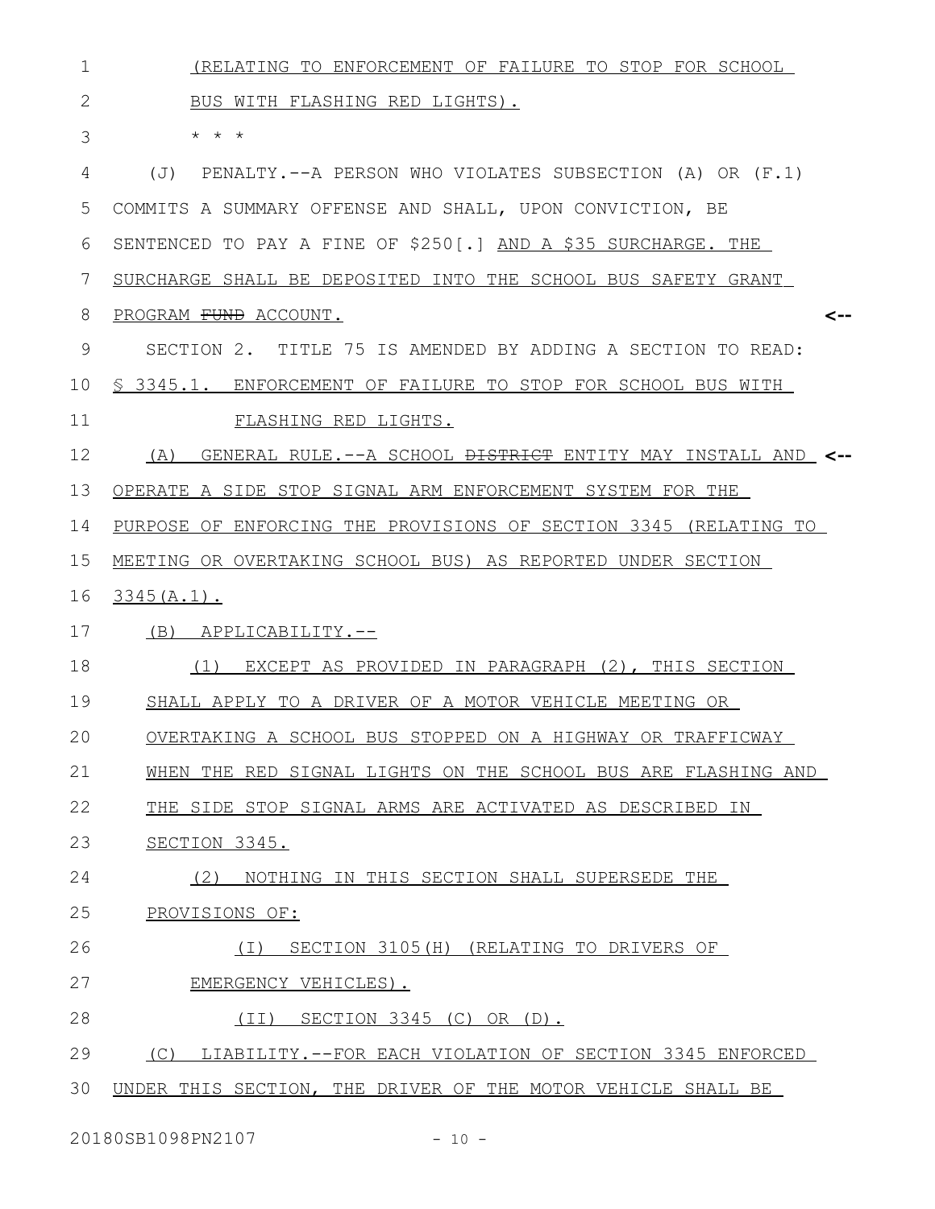(RELATING TO ENFORCEMENT OF FAILURE TO STOP FOR SCHOOL BUS WITH FLASHING RED LIGHTS).

\* \* \*

(J) PENALTY.--A PERSON WHO VIOLATES SUBSECTION (A) OR (F.1) COMMITS A SUMMARY OFFENSE AND SHALL, UPON CONVICTION, BE SENTENCED TO PAY A FINE OF $250[.] AND A $35 SURCHARGE. THE SURCHARGE SHALL BE DEPOSITED INTO THE SCHOOL BUS SAFETY GRANT PROGRAM ~~FUND~~ ACCOUNT. <--

SECTION 2. TITLE 75 IS AMENDED BY ADDING A SECTION TO READ:

§ 3345.1. ENFORCEMENT OF FAILURE TO STOP FOR SCHOOL BUS WITH FLASHING RED LIGHTS.

(A) GENERAL RULE.--A SCHOOL ~~DISTRICT~~ ENTITY MAY INSTALL AND <-- OPERATE A SIDE STOP SIGNAL ARM ENFORCEMENT SYSTEM FOR THE PURPOSE OF ENFORCING THE PROVISIONS OF SECTION 3345 (RELATING TO MEETING OR OVERTAKING SCHOOL BUS) AS REPORTED UNDER SECTION 3345(A.1).

(B) APPLICABILITY.--

(1) EXCEPT AS PROVIDED IN PARAGRAPH (2), THIS SECTION SHALL APPLY TO A DRIVER OF A MOTOR VEHICLE MEETING OR OVERTAKING A SCHOOL BUS STOPPED ON A HIGHWAY OR TRAFFICWAY WHEN THE RED SIGNAL LIGHTS ON THE SCHOOL BUS ARE FLASHING AND THE SIDE STOP SIGNAL ARMS ARE ACTIVATED AS DESCRIBED IN SECTION 3345.

(2) NOTHING IN THIS SECTION SHALL SUPERSEDE THE PROVISIONS OF:

(I) SECTION 3105(H) (RELATING TO DRIVERS OF EMERGENCY VEHICLES).

(II) SECTION 3345 (C) OR (D).

(C) LIABILITY.--FOR EACH VIOLATION OF SECTION 3345 ENFORCED UNDER THIS SECTION, THE DRIVER OF THE MOTOR VEHICLE SHALL BE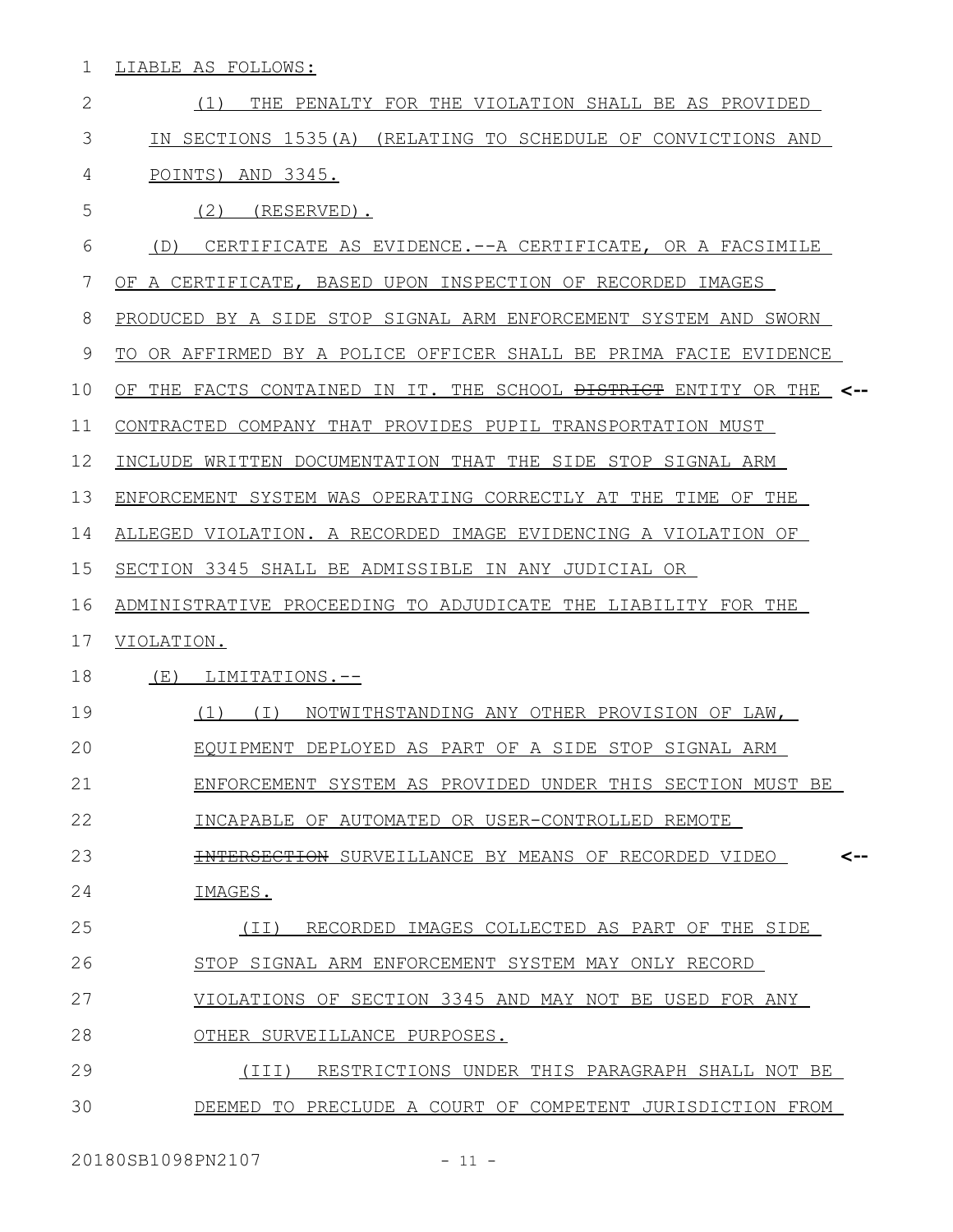LIABLE AS FOLLOWS:

(1) THE PENALTY FOR THE VIOLATION SHALL BE AS PROVIDED IN SECTIONS 1535(A) (RELATING TO SCHEDULE OF CONVICTIONS AND POINTS) AND 3345.

(2) (RESERVED).

(D) CERTIFICATE AS EVIDENCE.--A CERTIFICATE, OR A FACSIMILE OF A CERTIFICATE, BASED UPON INSPECTION OF RECORDED IMAGES PRODUCED BY A SIDE STOP SIGNAL ARM ENFORCEMENT SYSTEM AND SWORN TO OR AFFIRMED BY A POLICE OFFICER SHALL BE PRIMA FACIE EVIDENCE OF THE FACTS CONTAINED IN IT. THE SCHOOL ~~DISTRICT~~ ENTITY OR THE CONTRACTED COMPANY THAT PROVIDES PUPIL TRANSPORTATION MUST INCLUDE WRITTEN DOCUMENTATION THAT THE SIDE STOP SIGNAL ARM ENFORCEMENT SYSTEM WAS OPERATING CORRECTLY AT THE TIME OF THE ALLEGED VIOLATION. A RECORDED IMAGE EVIDENCING A VIOLATION OF SECTION 3345 SHALL BE ADMISSIBLE IN ANY JUDICIAL OR ADMINISTRATIVE PROCEEDING TO ADJUDICATE THE LIABILITY FOR THE VIOLATION.

(E) LIMITATIONS.--

(1) (I) NOTWITHSTANDING ANY OTHER PROVISION OF LAW, EQUIPMENT DEPLOYED AS PART OF A SIDE STOP SIGNAL ARM ENFORCEMENT SYSTEM AS PROVIDED UNDER THIS SECTION MUST BE INCAPABLE OF AUTOMATED OR USER-CONTROLLED REMOTE ~~INTERSECTION~~ SURVEILLANCE BY MEANS OF RECORDED VIDEO IMAGES.

(II) RECORDED IMAGES COLLECTED AS PART OF THE SIDE STOP SIGNAL ARM ENFORCEMENT SYSTEM MAY ONLY RECORD VIOLATIONS OF SECTION 3345 AND MAY NOT BE USED FOR ANY OTHER SURVEILLANCE PURPOSES.

(III) RESTRICTIONS UNDER THIS PARAGRAPH SHALL NOT BE DEEMED TO PRECLUDE A COURT OF COMPETENT JURISDICTION FROM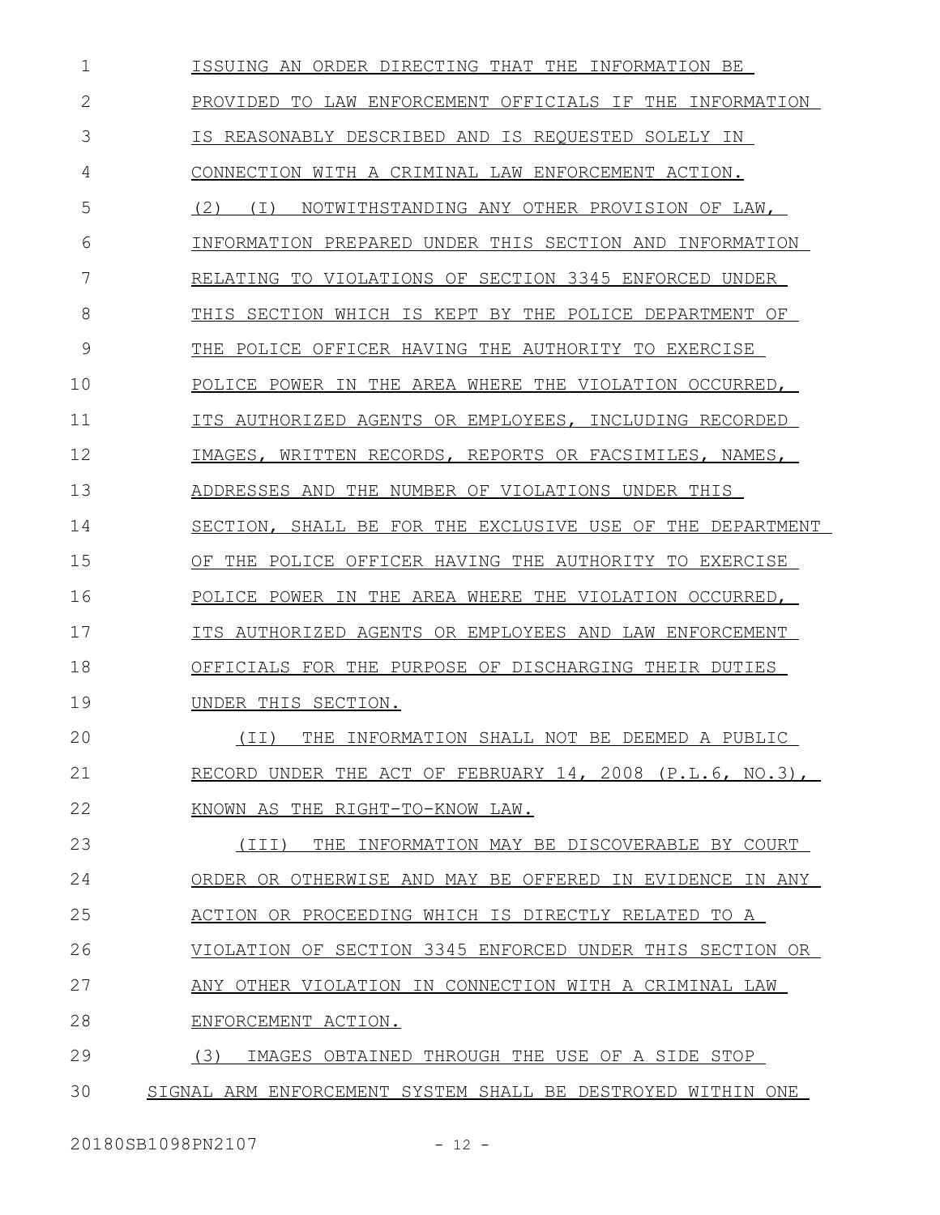ISSUING AN ORDER DIRECTING THAT THE INFORMATION BE PROVIDED TO LAW ENFORCEMENT OFFICIALS IF THE INFORMATION IS REASONABLY DESCRIBED AND IS REQUESTED SOLELY IN CONNECTION WITH A CRIMINAL LAW ENFORCEMENT ACTION.

(2) (I) NOTWITHSTANDING ANY OTHER PROVISION OF LAW, INFORMATION PREPARED UNDER THIS SECTION AND INFORMATION RELATING TO VIOLATIONS OF SECTION 3345 ENFORCED UNDER THIS SECTION WHICH IS KEPT BY THE POLICE DEPARTMENT OF THE POLICE OFFICER HAVING THE AUTHORITY TO EXERCISE POLICE POWER IN THE AREA WHERE THE VIOLATION OCCURRED, ITS AUTHORIZED AGENTS OR EMPLOYEES, INCLUDING RECORDED IMAGES, WRITTEN RECORDS, REPORTS OR FACSIMILES, NAMES, ADDRESSES AND THE NUMBER OF VIOLATIONS UNDER THIS SECTION, SHALL BE FOR THE EXCLUSIVE USE OF THE DEPARTMENT OF THE POLICE OFFICER HAVING THE AUTHORITY TO EXERCISE POLICE POWER IN THE AREA WHERE THE VIOLATION OCCURRED, ITS AUTHORIZED AGENTS OR EMPLOYEES AND LAW ENFORCEMENT OFFICIALS FOR THE PURPOSE OF DISCHARGING THEIR DUTIES UNDER THIS SECTION.

(II) THE INFORMATION SHALL NOT BE DEEMED A PUBLIC RECORD UNDER THE ACT OF FEBRUARY 14, 2008 (P.L.6, NO.3), KNOWN AS THE RIGHT-TO-KNOW LAW.

(III) THE INFORMATION MAY BE DISCOVERABLE BY COURT ORDER OR OTHERWISE AND MAY BE OFFERED IN EVIDENCE IN ANY ACTION OR PROCEEDING WHICH IS DIRECTLY RELATED TO A VIOLATION OF SECTION 3345 ENFORCED UNDER THIS SECTION OR ANY OTHER VIOLATION IN CONNECTION WITH A CRIMINAL LAW ENFORCEMENT ACTION.

(3) IMAGES OBTAINED THROUGH THE USE OF A SIDE STOP SIGNAL ARM ENFORCEMENT SYSTEM SHALL BE DESTROYED WITHIN ONE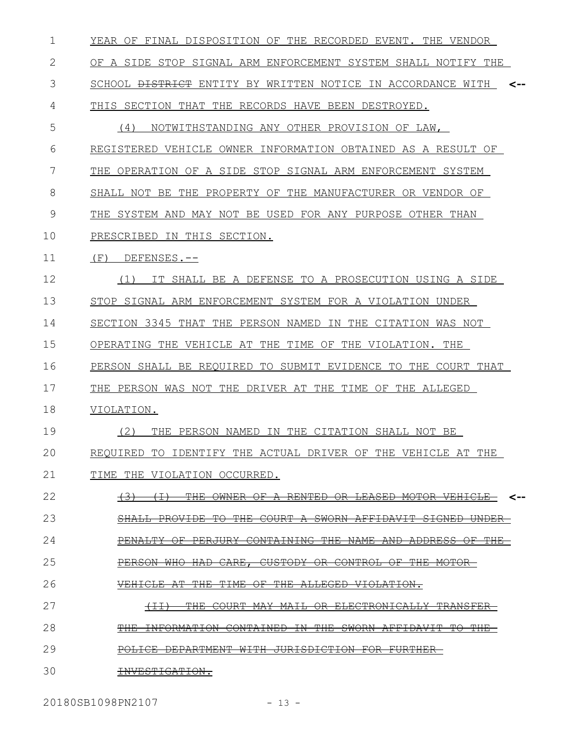YEAR OF FINAL DISPOSITION OF THE RECORDED EVENT. THE VENDOR OF A SIDE STOP SIGNAL ARM ENFORCEMENT SYSTEM SHALL NOTIFY THE SCHOOL ~~DISTRICT~~ ENTITY BY WRITTEN NOTICE IN ACCORDANCE WITH THIS SECTION THAT THE RECORDS HAVE BEEN DESTROYED.

(4) NOTWITHSTANDING ANY OTHER PROVISION OF LAW, REGISTERED VEHICLE OWNER INFORMATION OBTAINED AS A RESULT OF THE OPERATION OF A SIDE STOP SIGNAL ARM ENFORCEMENT SYSTEM SHALL NOT BE THE PROPERTY OF THE MANUFACTURER OR VENDOR OF THE SYSTEM AND MAY NOT BE USED FOR ANY PURPOSE OTHER THAN PRESCRIBED IN THIS SECTION.

(F) DEFENSES.--

(1) IT SHALL BE A DEFENSE TO A PROSECUTION USING A SIDE STOP SIGNAL ARM ENFORCEMENT SYSTEM FOR A VIOLATION UNDER SECTION 3345 THAT THE PERSON NAMED IN THE CITATION WAS NOT OPERATING THE VEHICLE AT THE TIME OF THE VIOLATION. THE PERSON SHALL BE REQUIRED TO SUBMIT EVIDENCE TO THE COURT THAT THE PERSON WAS NOT THE DRIVER AT THE TIME OF THE ALLEGED VIOLATION.

(2) THE PERSON NAMED IN THE CITATION SHALL NOT BE REQUIRED TO IDENTIFY THE ACTUAL DRIVER OF THE VEHICLE AT THE TIME THE VIOLATION OCCURRED.

~~(3) (I) THE OWNER OF A RENTED OR LEASED MOTOR VEHICLE SHALL PROVIDE TO THE COURT A SWORN AFFIDAVIT SIGNED UNDER PENALTY OF PERJURY CONTAINING THE NAME AND ADDRESS OF THE PERSON WHO HAD CARE, CUSTODY OR CONTROL OF THE MOTOR VEHICLE AT THE TIME OF THE ALLEGED VIOLATION.~~

~~(II) THE COURT MAY MAIL OR ELECTRONICALLY TRANSFER THE INFORMATION CONTAINED IN THE SWORN AFFIDAVIT TO THE POLICE DEPARTMENT WITH JURISDICTION FOR FURTHER INVESTIGATION.~~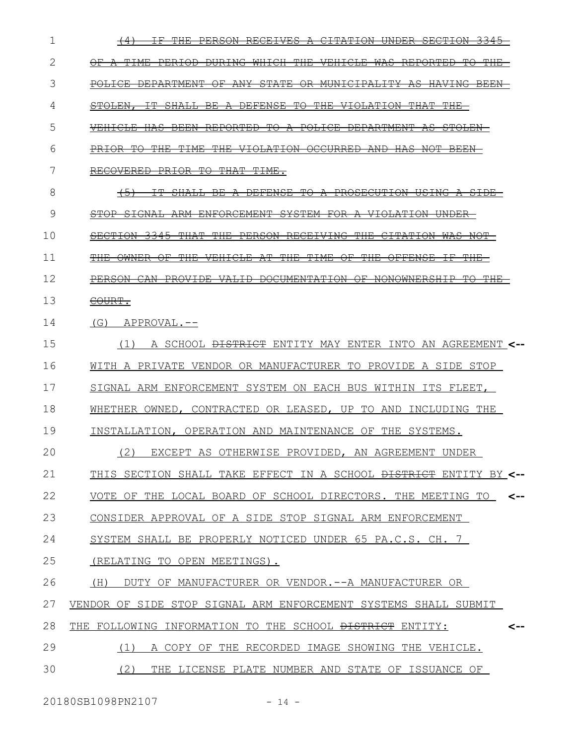~~(4) IF THE PERSON RECEIVES A CITATION UNDER SECTION 3345 OF A TIME PERIOD DURING WHICH THE VEHICLE WAS REPORTED TO THE POLICE DEPARTMENT OF ANY STATE OR MUNICIPALITY AS HAVING BEEN STOLEN, IT SHALL BE A DEFENSE TO THE VIOLATION THAT THE VEHICLE HAS BEEN REPORTED TO A POLICE DEPARTMENT AS STOLEN PRIOR TO THE TIME THE VIOLATION OCCURRED AND HAS NOT BEEN RECOVERED PRIOR TO THAT TIME.~~

~~(5) IT SHALL BE A DEFENSE TO A PROSECUTION USING A SIDE STOP SIGNAL ARM ENFORCEMENT SYSTEM FOR A VIOLATION UNDER SECTION 3345 THAT THE PERSON RECEIVING THE CITATION WAS NOT THE OWNER OF THE VEHICLE AT THE TIME OF THE OFFENSE IF THE PERSON CAN PROVIDE VALID DOCUMENTATION OF NONOWNERSHIP TO THE COURT.~~

(G) APPROVAL.--

(1) A SCHOOL ~~DISTRICT~~ ENTITY MAY ENTER INTO AN AGREEMENT <-- WITH A PRIVATE VENDOR OR MANUFACTURER TO PROVIDE A SIDE STOP SIGNAL ARM ENFORCEMENT SYSTEM ON EACH BUS WITHIN ITS FLEET, WHETHER OWNED, CONTRACTED OR LEASED, UP TO AND INCLUDING THE INSTALLATION, OPERATION AND MAINTENANCE OF THE SYSTEMS.

(2) EXCEPT AS OTHERWISE PROVIDED, AN AGREEMENT UNDER THIS SECTION SHALL TAKE EFFECT IN A SCHOOL ~~DISTRICT~~ ENTITY BY <-- VOTE OF THE LOCAL BOARD OF SCHOOL DIRECTORS. THE MEETING TO <-- CONSIDER APPROVAL OF A SIDE STOP SIGNAL ARM ENFORCEMENT SYSTEM SHALL BE PROPERLY NOTICED UNDER 65 PA.C.S. CH. 7 (RELATING TO OPEN MEETINGS).

(H) DUTY OF MANUFACTURER OR VENDOR.--A MANUFACTURER OR VENDOR OF SIDE STOP SIGNAL ARM ENFORCEMENT SYSTEMS SHALL SUBMIT THE FOLLOWING INFORMATION TO THE SCHOOL ~~DISTRICT~~ ENTITY: <--

(1) A COPY OF THE RECORDED IMAGE SHOWING THE VEHICLE.

(2) THE LICENSE PLATE NUMBER AND STATE OF ISSUANCE OF

20180SB1098PN2107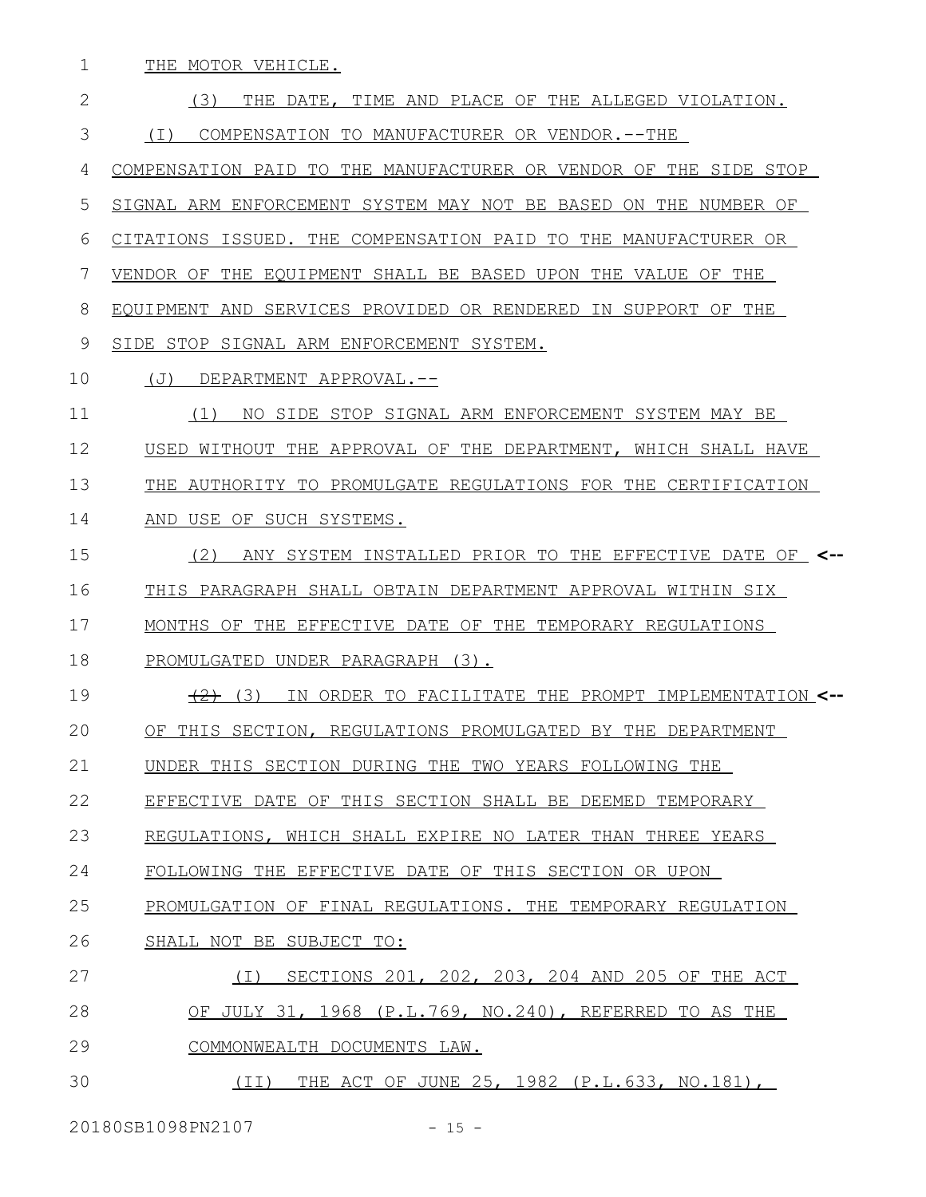THE MOTOR VEHICLE.

(3) THE DATE, TIME AND PLACE OF THE ALLEGED VIOLATION.

(I) COMPENSATION TO MANUFACTURER OR VENDOR.--THE COMPENSATION PAID TO THE MANUFACTURER OR VENDOR OF THE SIDE STOP SIGNAL ARM ENFORCEMENT SYSTEM MAY NOT BE BASED ON THE NUMBER OF CITATIONS ISSUED. THE COMPENSATION PAID TO THE MANUFACTURER OR VENDOR OF THE EQUIPMENT SHALL BE BASED UPON THE VALUE OF THE EQUIPMENT AND SERVICES PROVIDED OR RENDERED IN SUPPORT OF THE SIDE STOP SIGNAL ARM ENFORCEMENT SYSTEM.

(J) DEPARTMENT APPROVAL.--

(1) NO SIDE STOP SIGNAL ARM ENFORCEMENT SYSTEM MAY BE USED WITHOUT THE APPROVAL OF THE DEPARTMENT, WHICH SHALL HAVE THE AUTHORITY TO PROMULGATE REGULATIONS FOR THE CERTIFICATION AND USE OF SUCH SYSTEMS.

(2) ANY SYSTEM INSTALLED PRIOR TO THE EFFECTIVE DATE OF THIS PARAGRAPH SHALL OBTAIN DEPARTMENT APPROVAL WITHIN SIX MONTHS OF THE EFFECTIVE DATE OF THE TEMPORARY REGULATIONS PROMULGATED UNDER PARAGRAPH (3). <--

~~(2)~~ (3) IN ORDER TO FACILITATE THE PROMPT IMPLEMENTATION OF THIS SECTION, REGULATIONS PROMULGATED BY THE DEPARTMENT UNDER THIS SECTION DURING THE TWO YEARS FOLLOWING THE EFFECTIVE DATE OF THIS SECTION SHALL BE DEEMED TEMPORARY REGULATIONS, WHICH SHALL EXPIRE NO LATER THAN THREE YEARS FOLLOWING THE EFFECTIVE DATE OF THIS SECTION OR UPON PROMULGATION OF FINAL REGULATIONS. THE TEMPORARY REGULATION SHALL NOT BE SUBJECT TO: <--

(I) SECTIONS 201, 202, 203, 204 AND 205 OF THE ACT OF JULY 31, 1968 (P.L.769, NO.240), REFERRED TO AS THE COMMONWEALTH DOCUMENTS LAW.

(II) THE ACT OF JUNE 25, 1982 (P.L.633, NO.181),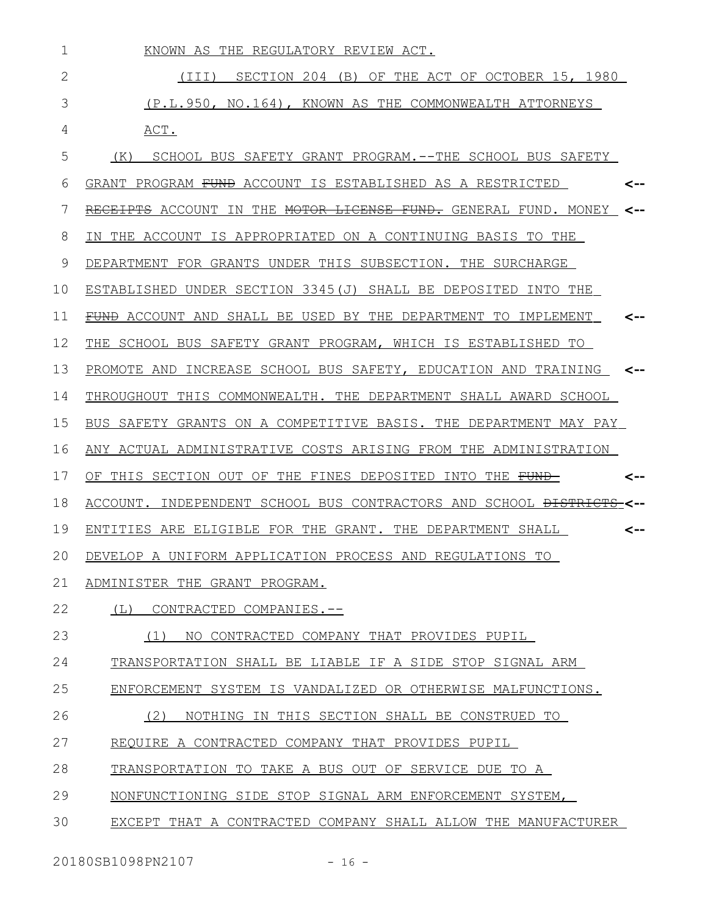KNOWN AS THE REGULATORY REVIEW ACT.

(III) SECTION 204 (B) OF THE ACT OF OCTOBER 15, 1980 (P.L.950, NO.164), KNOWN AS THE COMMONWEALTH ATTORNEYS ACT.

(K) SCHOOL BUS SAFETY GRANT PROGRAM.--THE SCHOOL BUS SAFETY GRANT PROGRAM ~~FUND~~ ACCOUNT IS ESTABLISHED AS A RESTRICTED ~~RECEIPTS~~ ACCOUNT IN THE ~~MOTOR LICENSE FUND.~~ GENERAL FUND. MONEY IN THE ACCOUNT IS APPROPRIATED ON A CONTINUING BASIS TO THE DEPARTMENT FOR GRANTS UNDER THIS SUBSECTION. THE SURCHARGE ESTABLISHED UNDER SECTION 3345(J) SHALL BE DEPOSITED INTO THE ~~FUND~~ ACCOUNT AND SHALL BE USED BY THE DEPARTMENT TO IMPLEMENT THE SCHOOL BUS SAFETY GRANT PROGRAM, WHICH IS ESTABLISHED TO PROMOTE AND INCREASE SCHOOL BUS SAFETY, EDUCATION AND TRAINING THROUGHOUT THIS COMMONWEALTH. THE DEPARTMENT SHALL AWARD SCHOOL BUS SAFETY GRANTS ON A COMPETITIVE BASIS. THE DEPARTMENT MAY PAY ANY ACTUAL ADMINISTRATIVE COSTS ARISING FROM THE ADMINISTRATION OF THIS SECTION OUT OF THE FINES DEPOSITED INTO THE ~~FUND~~ ACCOUNT. INDEPENDENT SCHOOL BUS CONTRACTORS AND SCHOOL ~~DISTRICTS~~ ENTITIES ARE ELIGIBLE FOR THE GRANT. THE DEPARTMENT SHALL DEVELOP A UNIFORM APPLICATION PROCESS AND REGULATIONS TO ADMINISTER THE GRANT PROGRAM.

(L) CONTRACTED COMPANIES.--

(1) NO CONTRACTED COMPANY THAT PROVIDES PUPIL TRANSPORTATION SHALL BE LIABLE IF A SIDE STOP SIGNAL ARM ENFORCEMENT SYSTEM IS VANDALIZED OR OTHERWISE MALFUNCTIONS.

(2) NOTHING IN THIS SECTION SHALL BE CONSTRUED TO REQUIRE A CONTRACTED COMPANY THAT PROVIDES PUPIL TRANSPORTATION TO TAKE A BUS OUT OF SERVICE DUE TO A NONFUNCTIONING SIDE STOP SIGNAL ARM ENFORCEMENT SYSTEM, EXCEPT THAT A CONTRACTED COMPANY SHALL ALLOW THE MANUFACTURER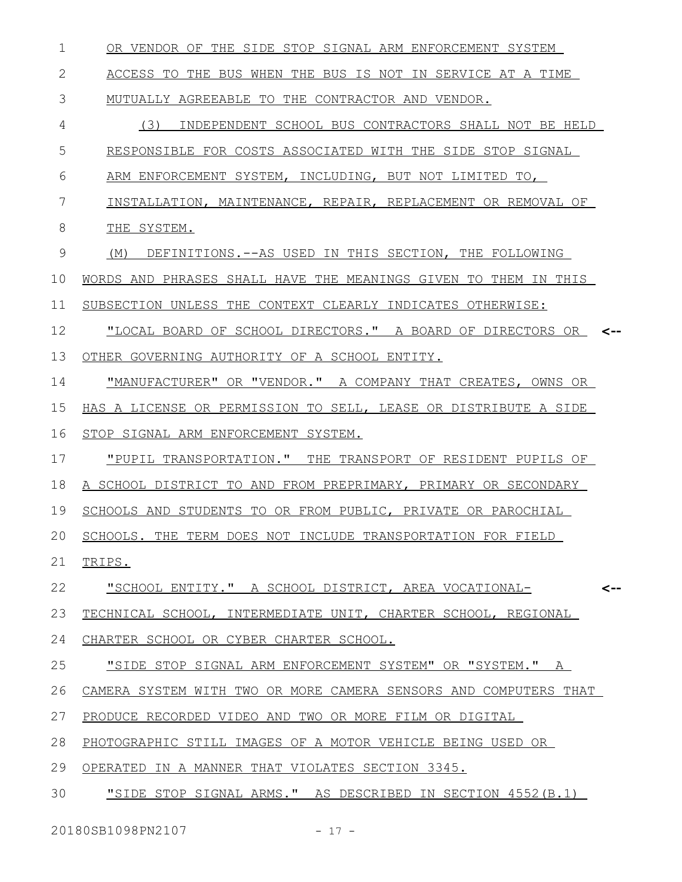OR VENDOR OF THE SIDE STOP SIGNAL ARM ENFORCEMENT SYSTEM ACCESS TO THE BUS WHEN THE BUS IS NOT IN SERVICE AT A TIME MUTUALLY AGREEABLE TO THE CONTRACTOR AND VENDOR.

(3) INDEPENDENT SCHOOL BUS CONTRACTORS SHALL NOT BE HELD RESPONSIBLE FOR COSTS ASSOCIATED WITH THE SIDE STOP SIGNAL ARM ENFORCEMENT SYSTEM, INCLUDING, BUT NOT LIMITED TO, INSTALLATION, MAINTENANCE, REPAIR, REPLACEMENT OR REMOVAL OF THE SYSTEM.

(M) DEFINITIONS.--AS USED IN THIS SECTION, THE FOLLOWING WORDS AND PHRASES SHALL HAVE THE MEANINGS GIVEN TO THEM IN THIS SUBSECTION UNLESS THE CONTEXT CLEARLY INDICATES OTHERWISE:

"LOCAL BOARD OF SCHOOL DIRECTORS." A BOARD OF DIRECTORS OR OTHER GOVERNING AUTHORITY OF A SCHOOL ENTITY.

"MANUFACTURER" OR "VENDOR." A COMPANY THAT CREATES, OWNS OR HAS A LICENSE OR PERMISSION TO SELL, LEASE OR DISTRIBUTE A SIDE STOP SIGNAL ARM ENFORCEMENT SYSTEM.

"PUPIL TRANSPORTATION." THE TRANSPORT OF RESIDENT PUPILS OF A SCHOOL DISTRICT TO AND FROM PREPRIMARY, PRIMARY OR SECONDARY SCHOOLS AND STUDENTS TO OR FROM PUBLIC, PRIVATE OR PAROCHIAL SCHOOLS. THE TERM DOES NOT INCLUDE TRANSPORTATION FOR FIELD TRIPS.

"SCHOOL ENTITY." A SCHOOL DISTRICT, AREA VOCATIONAL-TECHNICAL SCHOOL, INTERMEDIATE UNIT, CHARTER SCHOOL, REGIONAL CHARTER SCHOOL OR CYBER CHARTER SCHOOL.

"SIDE STOP SIGNAL ARM ENFORCEMENT SYSTEM" OR "SYSTEM." A CAMERA SYSTEM WITH TWO OR MORE CAMERA SENSORS AND COMPUTERS THAT PRODUCE RECORDED VIDEO AND TWO OR MORE FILM OR DIGITAL PHOTOGRAPHIC STILL IMAGES OF A MOTOR VEHICLE BEING USED OR OPERATED IN A MANNER THAT VIOLATES SECTION 3345.

"SIDE STOP SIGNAL ARMS." AS DESCRIBED IN SECTION 4552(B.1)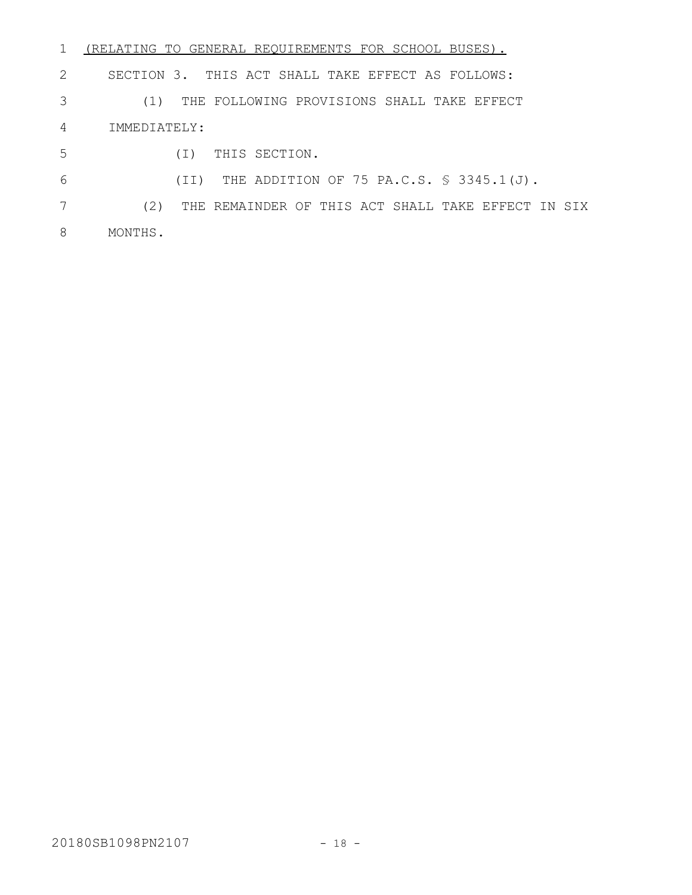(RELATING TO GENERAL REQUIREMENTS FOR SCHOOL BUSES).

SECTION 3. THIS ACT SHALL TAKE EFFECT AS FOLLOWS:

(1) THE FOLLOWING PROVISIONS SHALL TAKE EFFECT IMMEDIATELY:

(I) THIS SECTION.

(II) THE ADDITION OF 75 PA.C.S. § 3345.1(J).

(2) THE REMAINDER OF THIS ACT SHALL TAKE EFFECT IN SIX MONTHS.